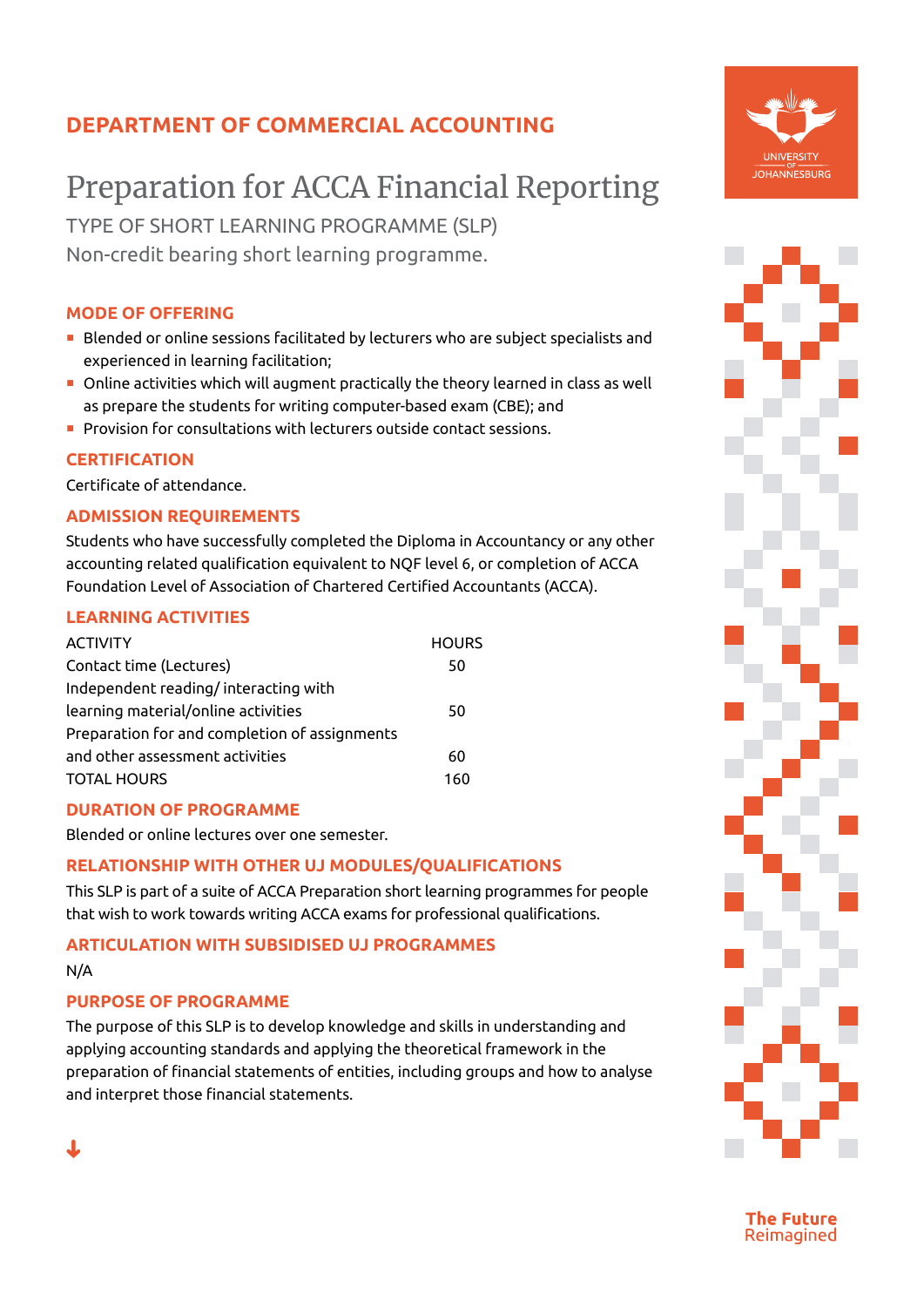## DEPARTMENT OF COMMERCIAL ACCOUNTING

# Preparation for ACCA Financial Reporting

TYPE OF SHORT LEARNING PROGRAMME (SLP)

Non-credit bearing short learning programme.

### MODE OF OFFERING

- Blended or online sessions facilitated by lecturers who are subject specialists and experienced in learning facilitation;
- Online activities which will augment practically the theory learned in class as well as prepare the students for writing computer-based exam (CBE); and
- Provision for consultations with lecturers outside contact sessions.

### CERTIFICATION

Certificate of attendance.

### ADMISSION REQUIREMENTS

Students who have successfully completed the Diploma in Accountancy or any other accounting related qualification equivalent to NQF level 6, or completion of ACCA Foundation Level of Association of Chartered Certified Accountants (ACCA).

### LEARNING ACTIVITIES

| ACTIVITY | HOURS |
|---|---|
| Contact time (Lectures) | 50 |
| Independent reading/ interacting with learning material/online activities | 50 |
| Preparation for and completion of assignments and other assessment activities | 60 |
| TOTAL HOURS | 160 |

### DURATION OF PROGRAMME

Blended or online lectures over one semester.

### RELATIONSHIP WITH OTHER UJ MODULES/QUALIFICATIONS

This SLP is part of a suite of ACCA Preparation short learning programmes for people that wish to work towards writing ACCA exams for professional qualifications.

### ARTICULATION WITH SUBSIDISED UJ PROGRAMMES

N/A

### PURPOSE OF PROGRAMME

The purpose of this SLP is to develop knowledge and skills in understanding and applying accounting standards and applying the theoretical framework in the preparation of financial statements of entities, including groups and how to analyse and interpret those financial statements.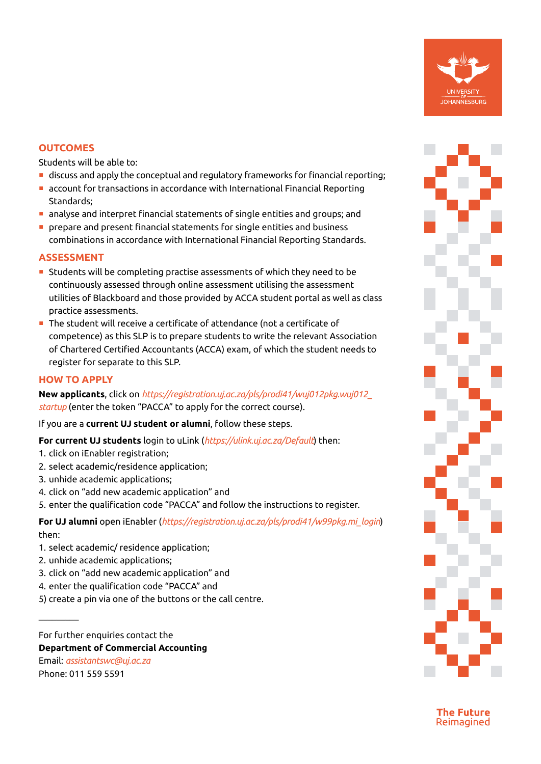## OUTCOMES

Students will be able to:

- discuss and apply the conceptual and regulatory frameworks for financial reporting;
- account for transactions in accordance with International Financial Reporting Standards;
- analyse and interpret financial statements of single entities and groups; and
- prepare and present financial statements for single entities and business combinations in accordance with International Financial Reporting Standards.

## ASSESSMENT

- Students will be completing practise assessments of which they need to be continuously assessed through online assessment utilising the assessment utilities of Blackboard and those provided by ACCA student portal as well as class practice assessments.
- The student will receive a certificate of attendance (not a certificate of competence) as this SLP is to prepare students to write the relevant Association of Chartered Certified Accountants (ACCA) exam, of which the student needs to register for separate to this SLP.

## HOW TO APPLY

**New applicants**, click on *https://registration.uj.ac.za/pls/prodi41/wuj012pkg.wuj012_startup* (enter the token "PACCA" to apply for the correct course).

If you are a **current UJ student or alumni**, follow these steps.

**For current UJ students** login to uLink (*https://ulink.uj.ac.za/Default*) then:

1. click on iEnabler registration;
2. select academic/residence application;
3. unhide academic applications;
4. click on "add new academic application" and
5. enter the qualification code "PACCA" and follow the instructions to register.

**For UJ alumni** open iEnabler (*https://registration.uj.ac.za/pls/prodi41/w99pkg.mi_login*) then:

1. select academic/ residence application;
2. unhide academic applications;
3. click on "add new academic application" and
4. enter the qualification code "PACCA" and

5) create a pin via one of the buttons or the call centre.

---

For further enquiries contact the
**Department of Commercial Accounting**
Email: *assistantswc@uj.ac.za*
Phone: 011 559 5591

**The Future**
Reimagined